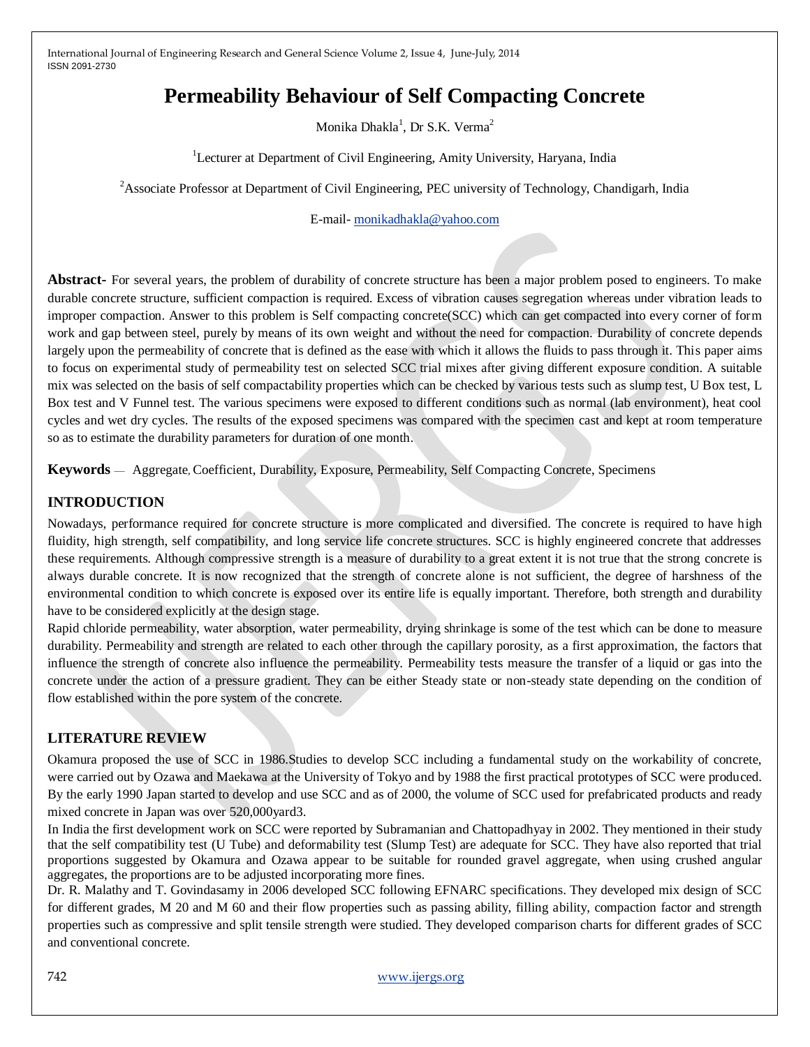# Permeability Behaviour of Self Compacting Concrete

Monika Dhakla[1], Dr S.K. Verma[2]

[1]Lecturer at Department of Civil Engineering, Amity University, Haryana, India

[2]Associate Professor at Department of Civil Engineering, PEC university of Technology, Chandigarh, India

E-mail- monikadhakla@yahoo.com

**Abstract-** For several years, the problem of durability of concrete structure has been a major problem posed to engineers. To make durable concrete structure, sufficient compaction is required. Excess of vibration causes segregation whereas under vibration leads to improper compaction. Answer to this problem is Self compacting concrete(SCC) which can get compacted into every corner of form work and gap between steel, purely by means of its own weight and without the need for compaction. Durability of concrete depends largely upon the permeability of concrete that is defined as the ease with which it allows the fluids to pass through it. This paper aims to focus on experimental study of permeability test on selected SCC trial mixes after giving different exposure condition. A suitable mix was selected on the basis of self compactability properties which can be checked by various tests such as slump test, U Box test, L Box test and V Funnel test. The various specimens were exposed to different conditions such as normal (lab environment), heat cool cycles and wet dry cycles. The results of the exposed specimens was compared with the specimen cast and kept at room temperature so as to estimate the durability parameters for duration of one month.

**Keywords** — Aggregate, Coefficient, Durability, Exposure, Permeability, Self Compacting Concrete, Specimens

## INTRODUCTION

Nowadays, performance required for concrete structure is more complicated and diversified. The concrete is required to have high fluidity, high strength, self compatibility, and long service life concrete structures. SCC is highly engineered concrete that addresses these requirements. Although compressive strength is a measure of durability to a great extent it is not true that the strong concrete is always durable concrete. It is now recognized that the strength of concrete alone is not sufficient, the degree of harshness of the environmental condition to which concrete is exposed over its entire life is equally important. Therefore, both strength and durability have to be considered explicitly at the design stage.

Rapid chloride permeability, water absorption, water permeability, drying shrinkage is some of the test which can be done to measure durability. Permeability and strength are related to each other through the capillary porosity, as a first approximation, the factors that influence the strength of concrete also influence the permeability. Permeability tests measure the transfer of a liquid or gas into the concrete under the action of a pressure gradient. They can be either Steady state or non-steady state depending on the condition of flow established within the pore system of the concrete.

## LITERATURE REVIEW

Okamura proposed the use of SCC in 1986.Studies to develop SCC including a fundamental study on the workability of concrete, were carried out by Ozawa and Maekawa at the University of Tokyo and by 1988 the first practical prototypes of SCC were produced. By the early 1990 Japan started to develop and use SCC and as of 2000, the volume of SCC used for prefabricated products and ready mixed concrete in Japan was over 520,000yard3.

In India the first development work on SCC were reported by Subramanian and Chattopadhyay in 2002. They mentioned in their study that the self compatibility test (U Tube) and deformability test (Slump Test) are adequate for SCC. They have also reported that trial proportions suggested by Okamura and Ozawa appear to be suitable for rounded gravel aggregate, when using crushed angular aggregates, the proportions are to be adjusted incorporating more fines.

Dr. R. Malathy and T. Govindasamy in 2006 developed SCC following EFNARC specifications. They developed mix design of SCC for different grades, M 20 and M 60 and their flow properties such as passing ability, filling ability, compaction factor and strength properties such as compressive and split tensile strength were studied. They developed comparison charts for different grades of SCC and conventional concrete.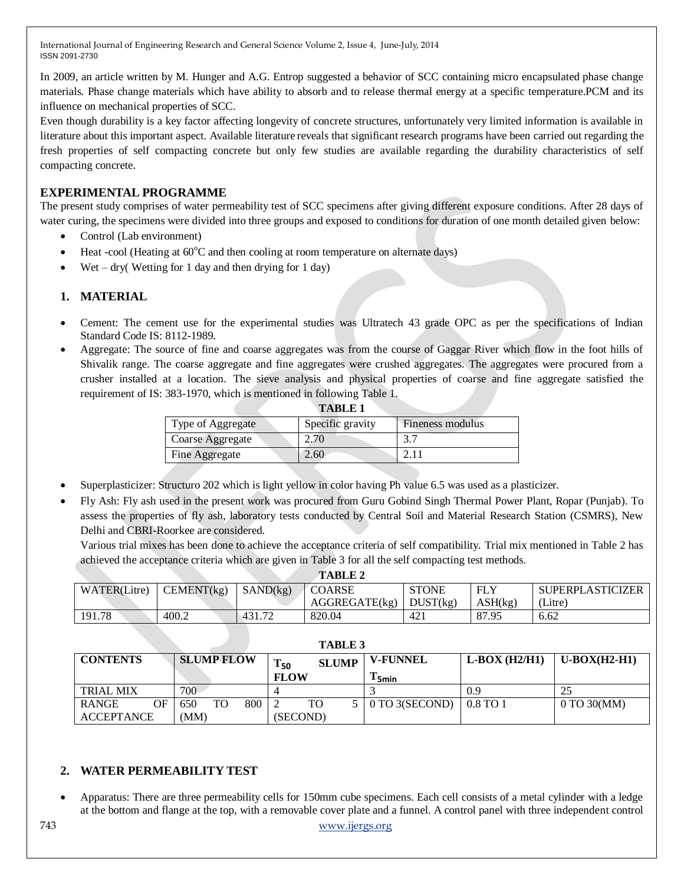In 2009, an article written by M. Hunger and A.G. Entrop suggested a behavior of SCC containing micro encapsulated phase change materials. Phase change materials which have ability to absorb and to release thermal energy at a specific temperature.PCM and its influence on mechanical properties of SCC.

Even though durability is a key factor affecting longevity of concrete structures, unfortunately very limited information is available in literature about this important aspect. Available literature reveals that significant research programs have been carried out regarding the fresh properties of self compacting concrete but only few studies are available regarding the durability characteristics of self compacting concrete.

## EXPERIMENTAL PROGRAMME

The present study comprises of water permeability test of SCC specimens after giving different exposure conditions. After 28 days of water curing, the specimens were divided into three groups and exposed to conditions for duration of one month detailed given below:

- Control (Lab environment)
- Heat -cool (Heating at 60°C and then cooling at room temperature on alternate days)
- Wet – dry( Wetting for 1 day and then drying for 1 day)

### 1. MATERIAL

- Cement: The cement use for the experimental studies was Ultratech 43 grade OPC as per the specifications of Indian Standard Code IS: 8112-1989.
- Aggregate: The source of fine and coarse aggregates was from the course of Gaggar River which flow in the foot hills of Shivalik range. The coarse aggregate and fine aggregates were crushed aggregates. The aggregates were procured from a crusher installed at a location. The sieve analysis and physical properties of coarse and fine aggregate satisfied the requirement of IS: 383-1970, which is mentioned in following Table 1.

**TABLE 1**

| Type of Aggregate | Specific gravity | Fineness modulus |
|---|---|---|
| Coarse Aggregate | 2.70 | 3.7 |
| Fine Aggregate | 2.60 | 2.11 |

- Superplasticizer: Structuro 202 which is light yellow in color having Ph value 6.5 was used as a plasticizer.
- Fly Ash: Fly ash used in the present work was procured from Guru Gobind Singh Thermal Power Plant, Ropar (Punjab). To assess the properties of fly ash, laboratory tests conducted by Central Soil and Material Research Station (CSMRS), New Delhi and CBRI-Roorkee are considered.

  Various trial mixes has been done to achieve the acceptance criteria of self compatibility. Trial mix mentioned in Table 2 has achieved the acceptance criteria which are given in Table 3 for all the self compacting test methods.

**TABLE 2**

| WATER(Litre) | CEMENT(kg) | SAND(kg) | COARSE AGGREGATE(kg) | STONE DUST(kg) | FLY ASH(kg) | SUPERPLASTICIZER (Litre) |
|---|---|---|---|---|---|---|
| 191.78 | 400.2 | 431.72 | 820.04 | 421 | 87.95 | 6.62 |

**TABLE 3**

| CONTENTS | SLUMP FLOW | $T_{50}$ SLUMP FLOW | V-FUNNEL $T_{5min}$ | L-BOX (H2/H1) | U-BOX(H2-H1) |
|---|---|---|---|---|---|
| TRIAL MIX | 700 | 4 | 3 | 0.9 | 25 |
| RANGE OF ACCEPTANCE | 650 TO 800 (MM) | 2 TO 5 (SECOND) | 0 TO 3(SECOND) | 0.8 TO 1 | 0 TO 30(MM) |

### 2. WATER PERMEABILITY TEST

- Apparatus: There are three permeability cells for 150mm cube specimens. Each cell consists of a metal cylinder with a ledge at the bottom and flange at the top, with a removable cover plate and a funnel. A control panel with three independent control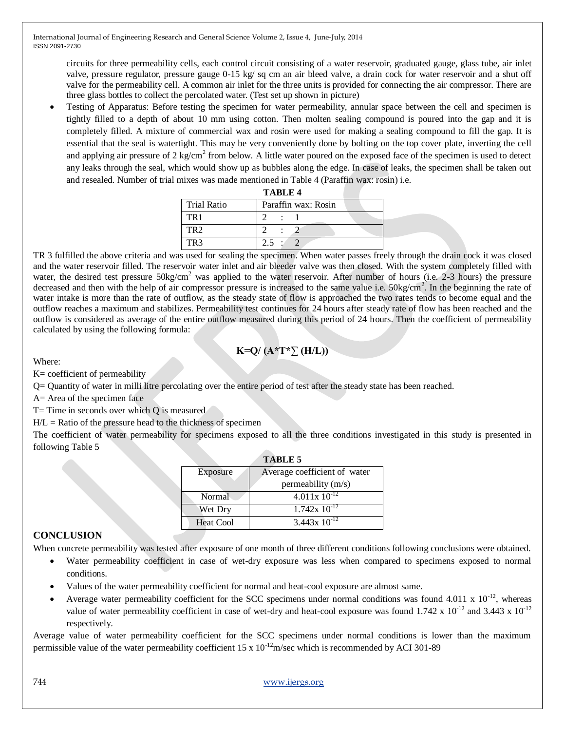circuits for three permeability cells, each control circuit consisting of a water reservoir, graduated gauge, glass tube, air inlet valve, pressure regulator, pressure gauge 0-15 kg/ sq cm an air bleed valve, a drain cock for water reservoir and a shut off valve for the permeability cell. A common air inlet for the three units is provided for connecting the air compressor. There are three glass bottles to collect the percolated water. (Test set up shown in picture)

- Testing of Apparatus: Before testing the specimen for water permeability, annular space between the cell and specimen is tightly filled to a depth of about 10 mm using cotton. Then molten sealing compound is poured into the gap and it is completely filled. A mixture of commercial wax and rosin were used for making a sealing compound to fill the gap. It is essential that the seal is watertight. This may be very conveniently done by bolting on the top cover plate, inverting the cell and applying air pressure of 2 kg/cm$^2$ from below. A little water poured on the exposed face of the specimen is used to detect any leaks through the seal, which would show up as bubbles along the edge. In case of leaks, the specimen shall be taken out and resealed. Number of trial mixes was made mentioned in Table 4 (Paraffin wax: rosin) i.e.

**TABLE 4**

| Trial Ratio | Paraffin wax: Rosin |
|---|---|
| TR1 | 2 : 1 |
| TR2 | 2 : 2 |
| TR3 | 2.5 : 2 |

TR 3 fulfilled the above criteria and was used for sealing the specimen. When water passes freely through the drain cock it was closed and the water reservoir filled. The reservoir water inlet and air bleeder valve was then closed. With the system completely filled with water, the desired test pressure 50kg/cm$^2$ was applied to the water reservoir. After number of hours (i.e. 2-3 hours) the pressure decreased and then with the help of air compressor pressure is increased to the same value i.e. 50kg/cm$^2$. In the beginning the rate of water intake is more than the rate of outflow, as the steady state of flow is approached the two rates tends to become equal and the outflow reaches a maximum and stabilizes. Permeability test continues for 24 hours after steady rate of flow has been reached and the outflow is considered as average of the entire outflow measured during this period of 24 hours. Then the coefficient of permeability calculated by using the following formula:

$$K = Q / (A * T * \sum (H/L))$$

Where:

K= coefficient of permeability

Q= Quantity of water in milli litre percolating over the entire period of test after the steady state has been reached.

A= Area of the specimen face

T= Time in seconds over which Q is measured

H/L = Ratio of the pressure head to the thickness of specimen

The coefficient of water permeability for specimens exposed to all the three conditions investigated in this study is presented in following Table 5

**TABLE 5**

| Exposure | Average coefficient of water permeability (m/s) |
|---|---|
| Normal | $4.011 \times 10^{-12}$ |
| Wet Dry | $1.742 \times 10^{-12}$ |
| Heat Cool | $3.443 \times 10^{-12}$ |

## CONCLUSION

When concrete permeability was tested after exposure of one month of three different conditions following conclusions were obtained.

- Water permeability coefficient in case of wet-dry exposure was less when compared to specimens exposed to normal conditions.
- Values of the water permeability coefficient for normal and heat-cool exposure are almost same.
- Average water permeability coefficient for the SCC specimens under normal conditions was found $4.011 \times 10^{-12}$, whereas value of water permeability coefficient in case of wet-dry and heat-cool exposure was found $1.742 \times 10^{-12}$ and $3.443 \times 10^{-12}$ respectively.

Average value of water permeability coefficient for the SCC specimens under normal conditions is lower than the maximum permissible value of the water permeability coefficient $15 \times 10^{-12}$m/sec which is recommended by ACI 301-89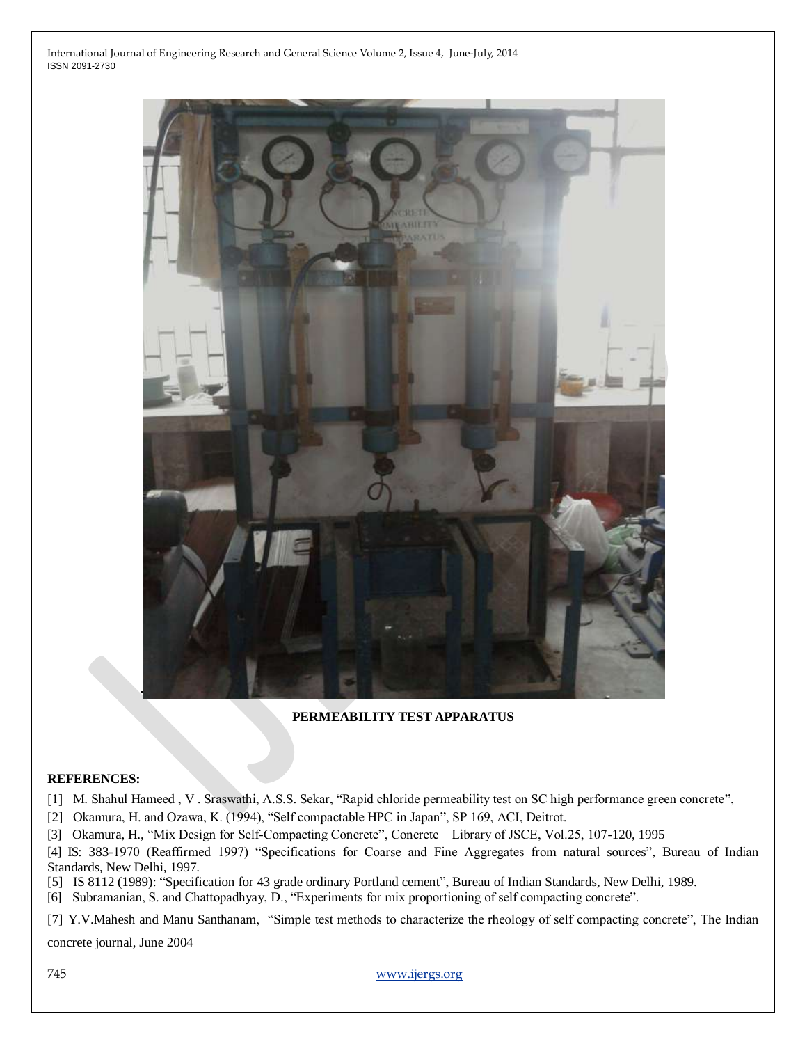**PERMEABILITY TEST APPARATUS**

**REFERENCES:**

[1] M. Shahul Hameed , V . Sraswathi, A.S.S. Sekar, "Rapid chloride permeability test on SC high performance green concrete",

[2] Okamura, H. and Ozawa, K. (1994), "Self compactable HPC in Japan", SP 169, ACI, Deitrot.

[3] Okamura, H., "Mix Design for Self-Compacting Concrete", Concrete Library of JSCE, Vol.25, 107-120, 1995

[4] IS: 383-1970 (Reaffirmed 1997) "Specifications for Coarse and Fine Aggregates from natural sources", Bureau of Indian Standards, New Delhi, 1997.

[5] IS 8112 (1989): "Specification for 43 grade ordinary Portland cement", Bureau of Indian Standards, New Delhi, 1989.

[6] Subramanian, S. and Chattopadhyay, D., "Experiments for mix proportioning of self compacting concrete".

[7] Y.V.Mahesh and Manu Santhanam, "Simple test methods to characterize the rheology of self compacting concrete", The Indian concrete journal, June 2004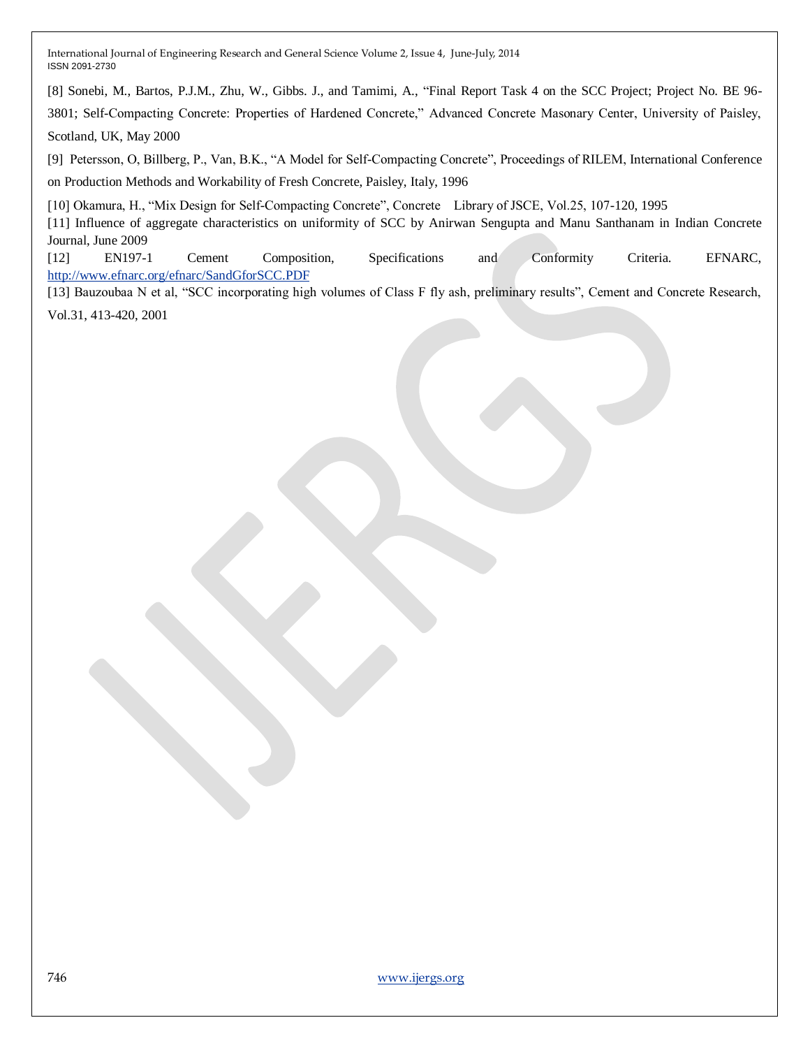[8] Sonebi, M., Bartos, P.J.M., Zhu, W., Gibbs. J., and Tamimi, A., "Final Report Task 4 on the SCC Project; Project No. BE 96-3801; Self-Compacting Concrete: Properties of Hardened Concrete," Advanced Concrete Masonary Center, University of Paisley, Scotland, UK, May 2000

[9] Petersson, O, Billberg, P., Van, B.K., "A Model for Self-Compacting Concrete", Proceedings of RILEM, International Conference on Production Methods and Workability of Fresh Concrete, Paisley, Italy, 1996

[10] Okamura, H., "Mix Design for Self-Compacting Concrete", Concrete Library of JSCE, Vol.25, 107-120, 1995

[11] Influence of aggregate characteristics on uniformity of SCC by Anirwan Sengupta and Manu Santhanam in Indian Concrete Journal, June 2009

[12] EN197-1 Cement Composition, Specifications and Conformity Criteria. EFNARC, http://www.efnarc.org/efnarc/SandGforSCC.PDF

[13] Bauzoubaa N et al, "SCC incorporating high volumes of Class F fly ash, preliminary results", Cement and Concrete Research, Vol.31, 413-420, 2001